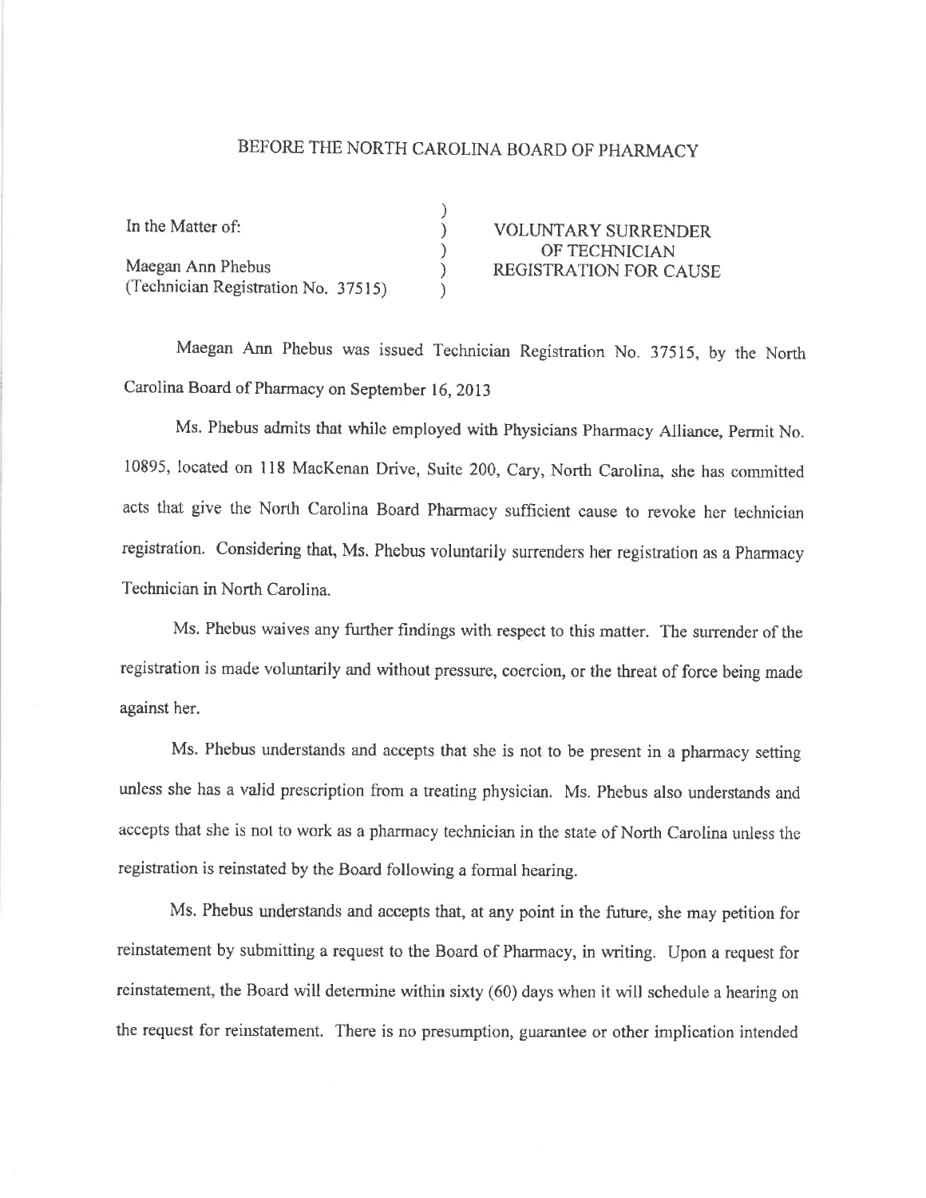# BEFORE THE NORTH CAROLINA BOARD OF PHARMACY

| | | |
|---|---|---|
| In the Matter of: | ) | VOLUNTARY SURRENDER |
| | ) | OF TECHNICIAN |
| Maegan Ann Phebus | ) | REGISTRATION FOR CAUSE |
| (Technician Registration No. 37515) | ) | |

Maegan Ann Phebus was issued Technician Registration No. 37515, by the North Carolina Board of Pharmacy on September 16, 2013

Ms. Phebus admits that while employed with Physicians Pharmacy Alliance, Permit No. 10895, located on 118 MacKenan Drive, Suite 200, Cary, North Carolina, she has committed acts that give the North Carolina Board Pharmacy sufficient cause to revoke her technician registration. Considering that, Ms. Phebus voluntarily surrenders her registration as a Pharmacy Technician in North Carolina.

Ms. Phebus waives any further findings with respect to this matter. The surrender of the registration is made voluntarily and without pressure, coercion, or the threat of force being made against her.

Ms. Phebus understands and accepts that she is not to be present in a pharmacy setting unless she has a valid prescription from a treating physician. Ms. Phebus also understands and accepts that she is not to work as a pharmacy technician in the state of North Carolina unless the registration is reinstated by the Board following a formal hearing.

Ms. Phebus understands and accepts that, at any point in the future, she may petition for reinstatement by submitting a request to the Board of Pharmacy, in writing. Upon a request for reinstatement, the Board will determine within sixty (60) days when it will schedule a hearing on the request for reinstatement. There is no presumption, guarantee or other implication intended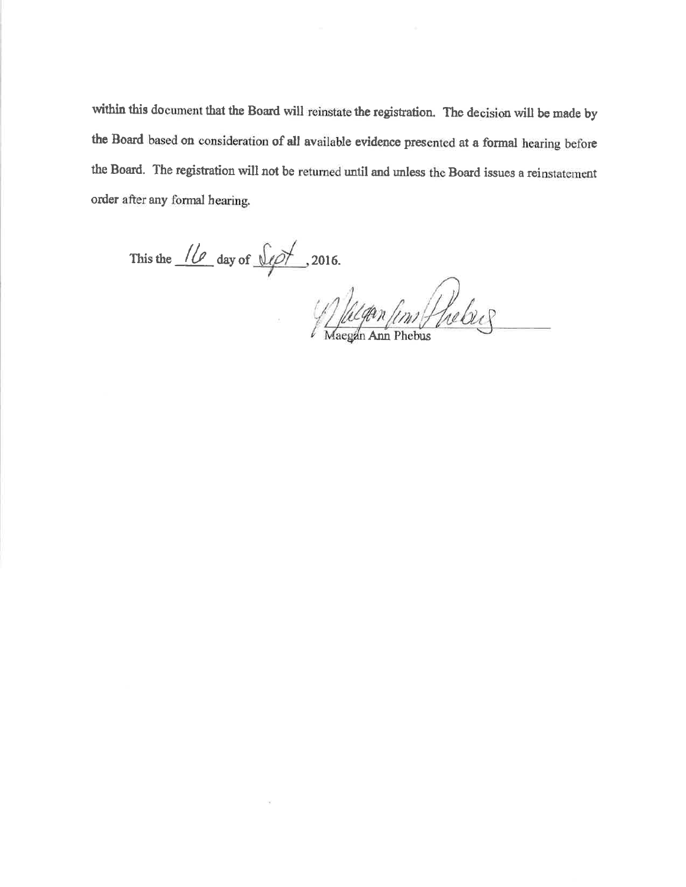within this document that the Board will reinstate the registration. The decision will be made by the Board based on consideration of all available evidence presented at a formal hearing before the Board. The registration will not be returned until and unless the Board issues a reinstatement order after any formal hearing.

This the 16 day of Sept, 2016.

Maegan Ann Phebus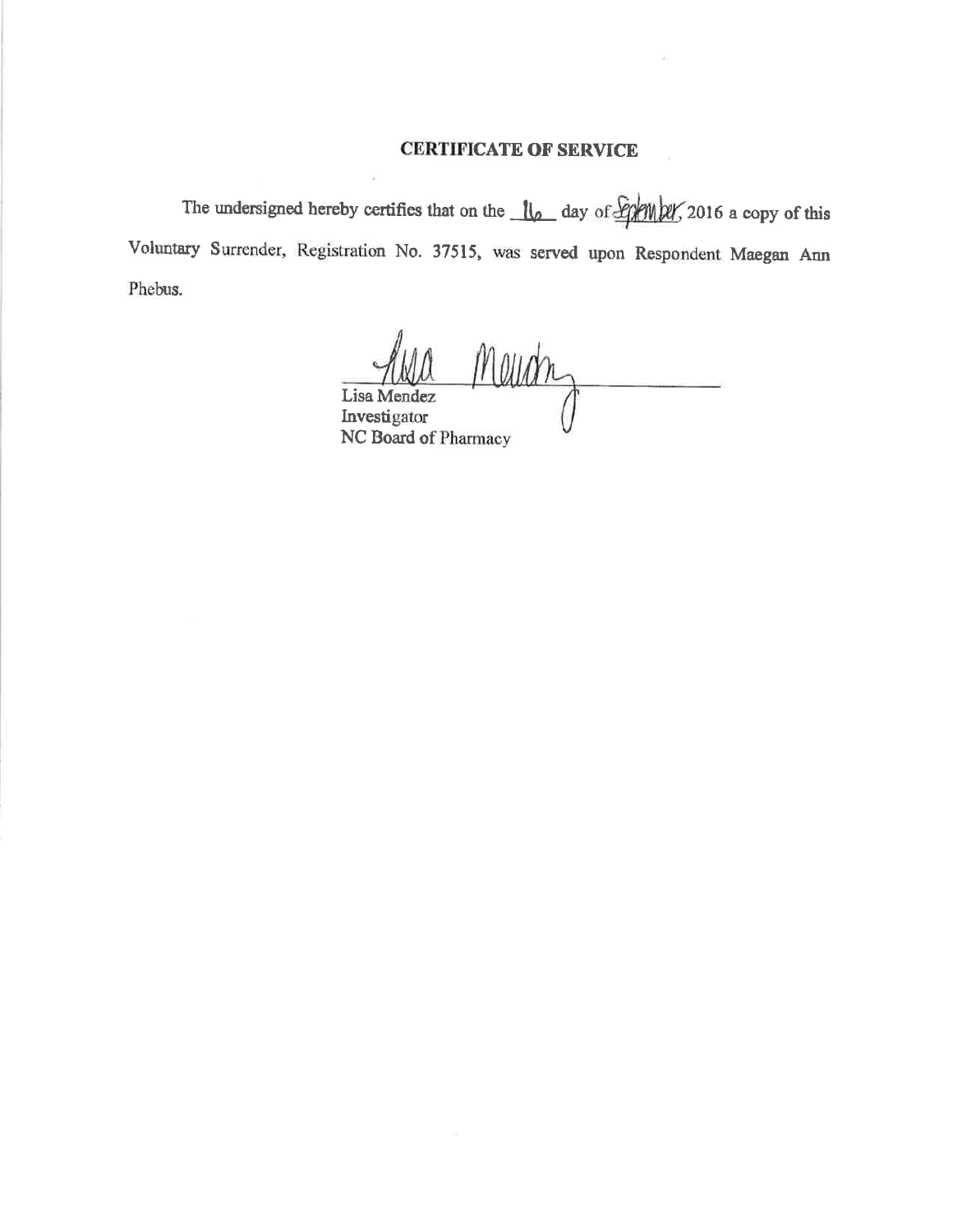## CERTIFICATE OF SERVICE

The undersigned hereby certifies that on the 16 day of September, 2016 a copy of this Voluntary Surrender, Registration No. 37515, was served upon Respondent Maegan Ann Phebus.

Lisa Mendez
Investigator
NC Board of Pharmacy